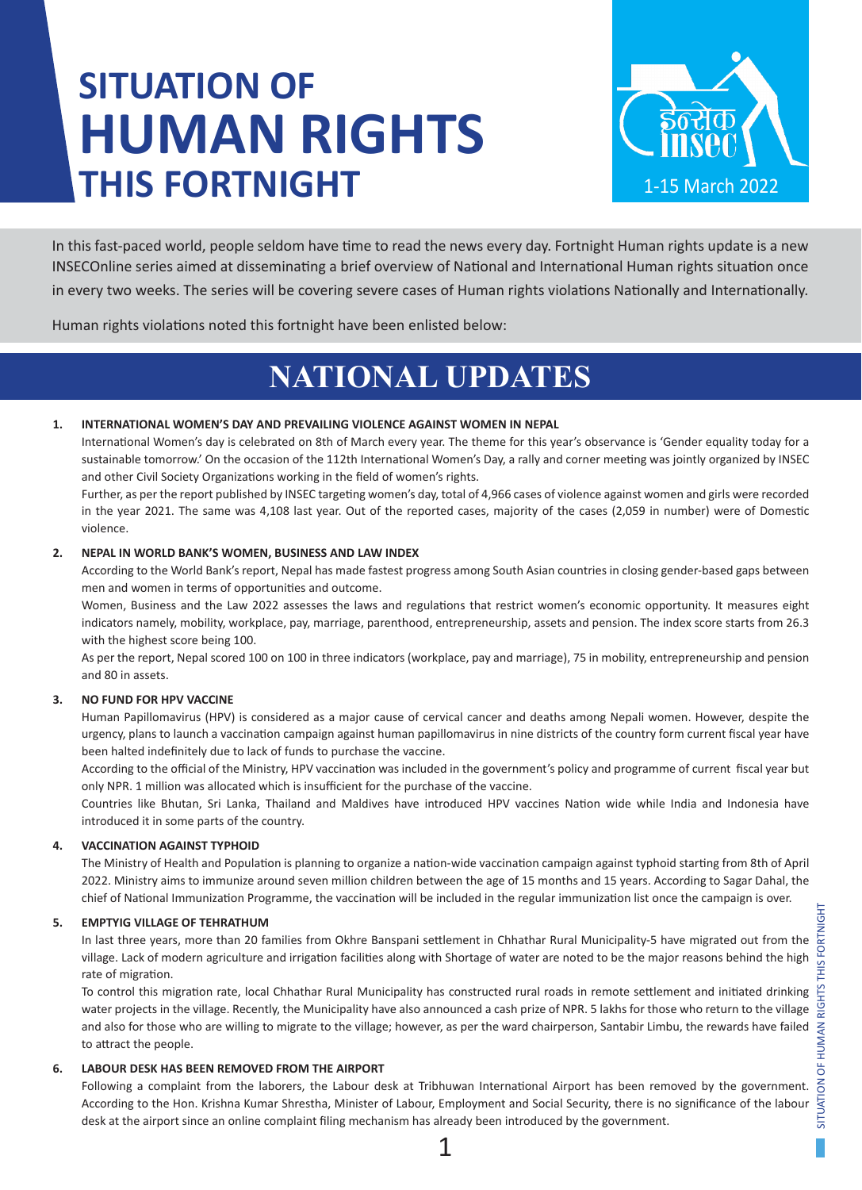# SITUATION OF HUMAN RIGHTS THIS FORTNIGHT

इन्सेक INSEC

1-15 March 2022

In this fast-paced world, people seldom have time to read the news every day. Fortnight Human rights update is a new INSECOnline series aimed at disseminating a brief overview of National and International Human rights situation once in every two weeks. The series will be covering severe cases of Human rights violations Nationally and Internationally.

Human rights violations noted this fortnight have been enlisted below:

## NATIONAL UPDATES

### 1. INTERNATIONAL WOMEN'S DAY AND PREVAILING VIOLENCE AGAINST WOMEN IN NEPAL

International Women's day is celebrated on 8th of March every year. The theme for this year's observance is 'Gender equality today for a sustainable tomorrow.' On the occasion of the 112th International Women's Day, a rally and corner meeting was jointly organized by INSEC and other Civil Society Organizations working in the field of women's rights.

Further, as per the report published by INSEC targeting women's day, total of 4,966 cases of violence against women and girls were recorded in the year 2021. The same was 4,108 last year. Out of the reported cases, majority of the cases (2,059 in number) were of Domestic violence.

### 2. NEPAL IN WORLD BANK'S WOMEN, BUSINESS AND LAW INDEX

According to the World Bank's report, Nepal has made fastest progress among South Asian countries in closing gender-based gaps between men and women in terms of opportunities and outcome.

Women, Business and the Law 2022 assesses the laws and regulations that restrict women's economic opportunity. It measures eight indicators namely, mobility, workplace, pay, marriage, parenthood, entrepreneurship, assets and pension. The index score starts from 26.3 with the highest score being 100.

As per the report, Nepal scored 100 on 100 in three indicators (workplace, pay and marriage), 75 in mobility, entrepreneurship and pension and 80 in assets.

### 3. NO FUND FOR HPV VACCINE

Human Papillomavirus (HPV) is considered as a major cause of cervical cancer and deaths among Nepali women. However, despite the urgency, plans to launch a vaccination campaign against human papillomavirus in nine districts of the country form current fiscal year have been halted indefinitely due to lack of funds to purchase the vaccine.

According to the official of the Ministry, HPV vaccination was included in the government's policy and programme of current fiscal year but only NPR. 1 million was allocated which is insufficient for the purchase of the vaccine.

Countries like Bhutan, Sri Lanka, Thailand and Maldives have introduced HPV vaccines Nation wide while India and Indonesia have introduced it in some parts of the country.

### 4. VACCINATION AGAINST TYPHOID

The Ministry of Health and Population is planning to organize a nation-wide vaccination campaign against typhoid starting from 8th of April 2022. Ministry aims to immunize around seven million children between the age of 15 months and 15 years. According to Sagar Dahal, the chief of National Immunization Programme, the vaccination will be included in the regular immunization list once the campaign is over.

### 5. EMPTYIG VILLAGE OF TEHRATHUM

In last three years, more than 20 families from Okhre Banspani settlement in Chhathar Rural Municipality-5 have migrated out from the village. Lack of modern agriculture and irrigation facilities along with Shortage of water are noted to be the major reasons behind the high rate of migration.

To control this migration rate, local Chhathar Rural Municipality has constructed rural roads in remote settlement and initiated drinking water projects in the village. Recently, the Municipality have also announced a cash prize of NPR. 5 lakhs for those who return to the village and also for those who are willing to migrate to the village; however, as per the ward chairperson, Santabir Limbu, the rewards have failed to attract the people.

### 6. LABOUR DESK HAS BEEN REMOVED FROM THE AIRPORT

Following a complaint from the laborers, the Labour desk at Tribhuwan International Airport has been removed by the government. According to the Hon. Krishna Kumar Shrestha, Minister of Labour, Employment and Social Security, there is no significance of the labour desk at the airport since an online complaint filing mechanism has already been introduced by the government.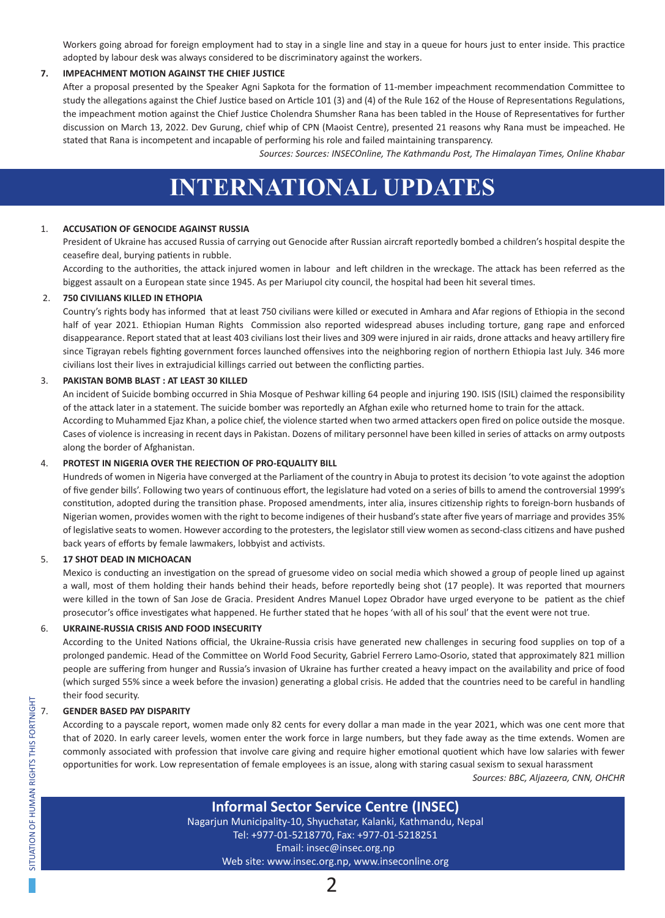Workers going abroad for foreign employment had to stay in a single line and stay in a queue for hours just to enter inside. This practice adopted by labour desk was always considered to be discriminatory against the workers.

7. **IMPEACHMENT MOTION AGAINST THE CHIEF JUSTICE**

After a proposal presented by the Speaker Agni Sapkota for the formation of 11-member impeachment recommendation Committee to study the allegations against the Chief Justice based on Article 101 (3) and (4) of the Rule 162 of the House of Representations Regulations, the impeachment motion against the Chief Justice Cholendra Shumsher Rana has been tabled in the House of Representatives for further discussion on March 13, 2022. Dev Gurung, chief whip of CPN (Maoist Centre), presented 21 reasons why Rana must be impeached. He stated that Rana is incompetent and incapable of performing his role and failed maintaining transparency.

*Sources: Sources: INSECOnline, The Kathmandu Post, The Himalayan Times, Online Khabar*

# INTERNATIONAL UPDATES

1. **ACCUSATION OF GENOCIDE AGAINST RUSSIA**

President of Ukraine has accused Russia of carrying out Genocide after Russian aircraft reportedly bombed a children's hospital despite the ceasefire deal, burying patients in rubble.

According to the authorities, the attack injured women in labour and left children in the wreckage. The attack has been referred as the biggest assault on a European state since 1945. As per Mariupol city council, the hospital had been hit several times.

2. **750 CIVILIANS KILLED IN ETHOPIA**

Country's rights body has informed that at least 750 civilians were killed or executed in Amhara and Afar regions of Ethiopia in the second half of year 2021. Ethiopian Human Rights Commission also reported widespread abuses including torture, gang rape and enforced disappearance. Report stated that at least 403 civilians lost their lives and 309 were injured in air raids, drone attacks and heavy artillery fire since Tigrayan rebels fighting government forces launched offensives into the neighboring region of northern Ethiopia last July. 346 more civilians lost their lives in extrajudicial killings carried out between the conflicting parties.

3. **PAKISTAN BOMB BLAST : AT LEAST 30 KILLED**

An incident of Suicide bombing occurred in Shia Mosque of Peshwar killing 64 people and injuring 190. ISIS (ISIL) claimed the responsibility of the attack later in a statement. The suicide bomber was reportedly an Afghan exile who returned home to train for the attack.

According to Muhammed Ejaz Khan, a police chief, the violence started when two armed attackers open fired on police outside the mosque. Cases of violence is increasing in recent days in Pakistan. Dozens of military personnel have been killed in series of attacks on army outposts along the border of Afghanistan.

4. **PROTEST IN NIGERIA OVER THE REJECTION OF PRO-EQUALITY BILL**

Hundreds of women in Nigeria have converged at the Parliament of the country in Abuja to protest its decision 'to vote against the adoption of five gender bills'. Following two years of continuous effort, the legislature had voted on a series of bills to amend the controversial 1999's constitution, adopted during the transition phase. Proposed amendments, inter alia, insures citizenship rights to foreign-born husbands of Nigerian women, provides women with the right to become indigenes of their husband's state after five years of marriage and provides 35% of legislative seats to women. However according to the protesters, the legislator still view women as second-class citizens and have pushed back years of efforts by female lawmakers, lobbyist and activists.

5. **17 SHOT DEAD IN MICHOACAN**

Mexico is conducting an investigation on the spread of gruesome video on social media which showed a group of people lined up against a wall, most of them holding their hands behind their heads, before reportedly being shot (17 people). It was reported that mourners were killed in the town of San Jose de Gracia. President Andres Manuel Lopez Obrador have urged everyone to be patient as the chief prosecutor's office investigates what happened. He further stated that he hopes 'with all of his soul' that the event were not true.

6. **UKRAINE-RUSSIA CRISIS AND FOOD INSECURITY**

According to the United Nations official, the Ukraine-Russia crisis have generated new challenges in securing food supplies on top of a prolonged pandemic. Head of the Committee on World Food Security, Gabriel Ferrero Lamo-Osorio, stated that approximately 821 million people are suffering from hunger and Russia's invasion of Ukraine has further created a heavy impact on the availability and price of food (which surged 55% since a week before the invasion) generating a global crisis. He added that the countries need to be careful in handling their food security.

7. **GENDER BASED PAY DISPARITY**

According to a payscale report, women made only 82 cents for every dollar a man made in the year 2021, which was one cent more that that of 2020. In early career levels, women enter the work force in large numbers, but they fade away as the time extends. Women are commonly associated with profession that involve care giving and require higher emotional quotient which have low salaries with fewer opportunities for work. Low representation of female employees is an issue, along with staring casual sexism to sexual harassment

*Sources: BBC, Aljazeera, CNN, OHCHR*

**Informal Sector Service Centre (INSEC)**
Nagarjun Municipality-10, Shyuchatar, Kalanki, Kathmandu, Nepal
Tel: +977-01-5218770, Fax: +977-01-5218251
Email: insec@insec.org.np
Web site: www.insec.org.np, www.inseconline.org